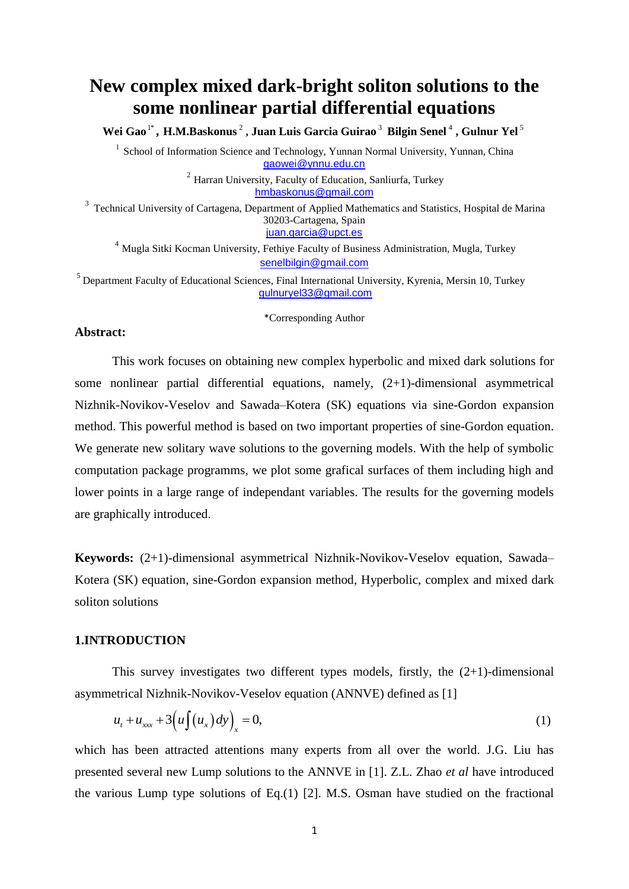# New complex mixed dark-bright soliton solutions to the some nonlinear partial differential equations

**Wei Gao [1*], H.M.Baskonus [2], Juan Luis Garcia Guirao [3] Bilgin Senel [4], Gulnur Yel [5]**

[1] School of Information Science and Technology, Yunnan Normal University, Yunnan, China
gaowei@ynnu.edu.cn

[2] Harran University, Faculty of Education, Sanliurfa, Turkey
hmbaskonus@gmail.com

[3] Technical University of Cartagena, Department of Applied Mathematics and Statistics, Hospital de Marina 30203-Cartagena, Spain
juan.garcia@upct.es

[4] Mugla Sitki Kocman University, Fethiye Faculty of Business Administration, Mugla, Turkey
senelbilgin@gmail.com

[5] Department Faculty of Educational Sciences, Final International University, Kyrenia, Mersin 10, Turkey
gulnuryel33@gmail.com

*Corresponding Author

**Abstract:**

This work focuses on obtaining new complex hyperbolic and mixed dark solutions for some nonlinear partial differential equations, namely, (2+1)-dimensional asymmetrical Nizhnik-Novikov-Veselov and Sawada–Kotera (SK) equations via sine-Gordon expansion method. This powerful method is based on two important properties of sine-Gordon equation. We generate new solitary wave solutions to the governing models. With the help of symbolic computation package programms, we plot some grafical surfaces of them including high and lower points in a large range of independant variables. The results for the governing models are graphically introduced.

**Keywords:** (2+1)-dimensional asymmetrical Nizhnik-Novikov-Veselov equation, Sawada–Kotera (SK) equation, sine-Gordon expansion method, Hyperbolic, complex and mixed dark soliton solutions

## 1.INTRODUCTION

This survey investigates two different types models, firstly, the (2+1)-dimensional asymmetrical Nizhnik-Novikov-Veselov equation (ANNVE) defined as [1]

$$u_t + u_{xxx} + 3\left(u\int(u_x)dy\right)_x = 0, \tag{1}$$

which has been attracted attentions many experts from all over the world. J.G. Liu has presented several new Lump solutions to the ANNVE in [1]. Z.L. Zhao *et al* have introduced the various Lump type solutions of Eq.(1) [2]. M.S. Osman have studied on the fractional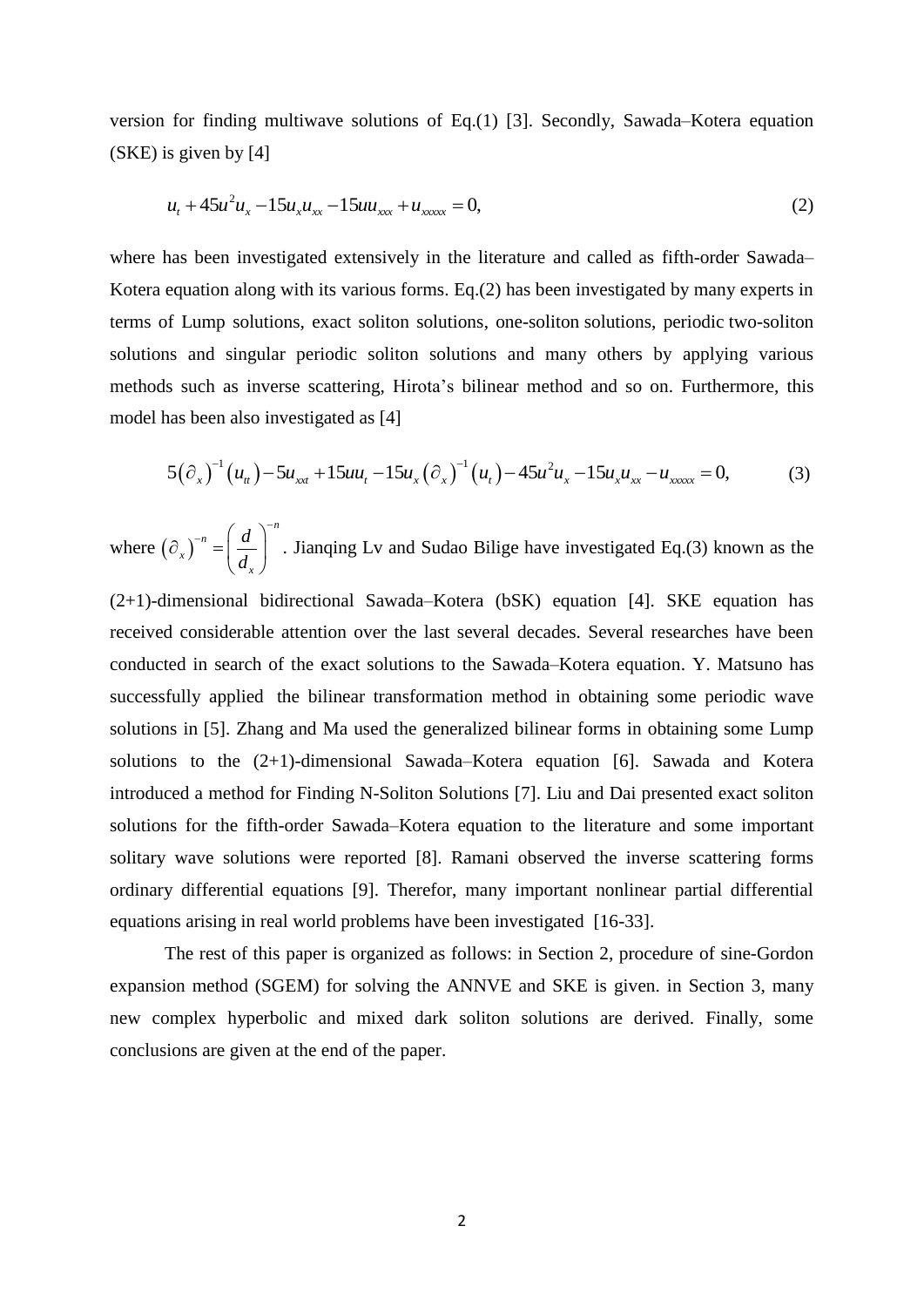version for finding multiwave solutions of Eq.(1) [3]. Secondly, Sawada–Kotera equation (SKE) is given by [4]

$$u_t + 45u^2 u_x - 15u_x u_{xx} - 15uu_{xxx} + u_{xxxxx} = 0, \tag{2}$$

where has been investigated extensively in the literature and called as fifth-order Sawada–Kotera equation along with its various forms. Eq.(2) has been investigated by many experts in terms of Lump solutions, exact soliton solutions, one-soliton solutions, periodic two-soliton solutions and singular periodic soliton solutions and many others by applying various methods such as inverse scattering, Hirota's bilinear method and so on. Furthermore, this model has been also investigated as [4]

$$5(\partial_x)^{-1}(u_{tt}) - 5u_{xxt} + 15uu_t - 15u_x(\partial_x)^{-1}(u_t) - 45u^2 u_x - 15u_x u_{xx} - u_{xxxxx} = 0, \tag{3}$$

where $(\partial_x)^{-n} = \left(\frac{d}{d_x}\right)^{-n}$. Jianqing Lv and Sudao Bilige have investigated Eq.(3) known as the (2+1)-dimensional bidirectional Sawada–Kotera (bSK) equation [4]. SKE equation has received considerable attention over the last several decades. Several researches have been conducted in search of the exact solutions to the Sawada–Kotera equation. Y. Matsuno has successfully applied the bilinear transformation method in obtaining some periodic wave solutions in [5]. Zhang and Ma used the generalized bilinear forms in obtaining some Lump solutions to the (2+1)-dimensional Sawada–Kotera equation [6]. Sawada and Kotera introduced a method for Finding N-Soliton Solutions [7]. Liu and Dai presented exact soliton solutions for the fifth-order Sawada–Kotera equation to the literature and some important solitary wave solutions were reported [8]. Ramani observed the inverse scattering forms ordinary differential equations [9]. Therefor, many important nonlinear partial differential equations arising in real world problems have been investigated [16-33].

The rest of this paper is organized as follows: in Section 2, procedure of sine-Gordon expansion method (SGEM) for solving the ANNVE and SKE is given. in Section 3, many new complex hyperbolic and mixed dark soliton solutions are derived. Finally, some conclusions are given at the end of the paper.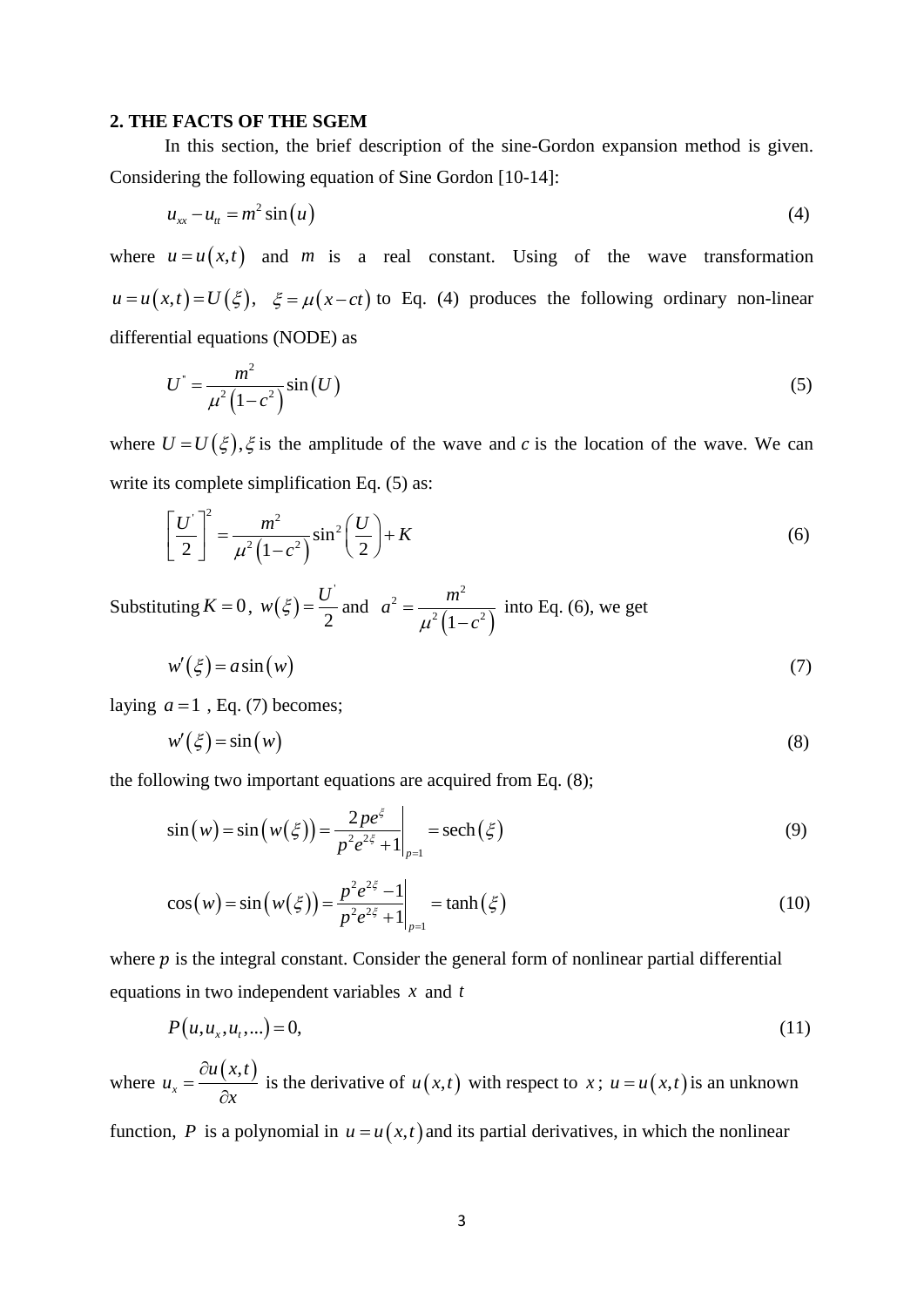## 2. THE FACTS OF THE SGEM

In this section, the brief description of the sine-Gordon expansion method is given. Considering the following equation of Sine Gordon [10-14]:

$$u_{xx} - u_{tt} = m^2 \sin(u) \tag{4}$$

where $u = u(x,t)$ and $m$ is a real constant. Using of the wave transformation $u = u(x,t) = U(\xi)$, $\xi = \mu(x - ct)$ to Eq. (4) produces the following ordinary non-linear differential equations (NODE) as

$$U^{"} = \frac{m^2}{\mu^2 (1 - c^2)} \sin(U) \tag{5}$$

where $U = U(\xi), \xi$ is the amplitude of the wave and $c$ is the location of the wave. We can write its complete simplification Eq. (5) as:

$$\left[\frac{U^{'}}{2}\right]^2 = \frac{m^2}{\mu^2 (1 - c^2)} \sin^2\left(\frac{U}{2}\right) + K \tag{6}$$

Substituting $K = 0$, $w(\xi) = \frac{U^{'}}{2}$ and $a^2 = \frac{m^2}{\mu^2 (1 - c^2)}$ into Eq. (6), we get

$$w'(\xi) = a \sin(w) \tag{7}$$

laying $a = 1$ , Eq. (7) becomes;

$$w'(\xi) = \sin(w) \tag{8}$$

the following two important equations are acquired from Eq. (8);

$$\sin(w) = \sin(w(\xi)) = \left.\frac{2pe^{\xi}}{p^2 e^{2\xi} + 1}\right|_{p=1} = \operatorname{sech}(\xi) \tag{9}$$

$$\cos(w) = \sin(w(\xi)) = \left.\frac{p^2 e^{2\xi} - 1}{p^2 e^{2\xi} + 1}\right|_{p=1} = \tanh(\xi) \tag{10}$$

where $p$ is the integral constant. Consider the general form of nonlinear partial differential equations in two independent variables $x$ and $t$

$$P(u, u_x, u_t, ...) = 0, \tag{11}$$

where $u_x = \frac{\partial u(x,t)}{\partial x}$ is the derivative of $u(x,t)$ with respect to $x$; $u = u(x,t)$ is an unknown function, $P$ is a polynomial in $u = u(x,t)$ and its partial derivatives, in which the nonlinear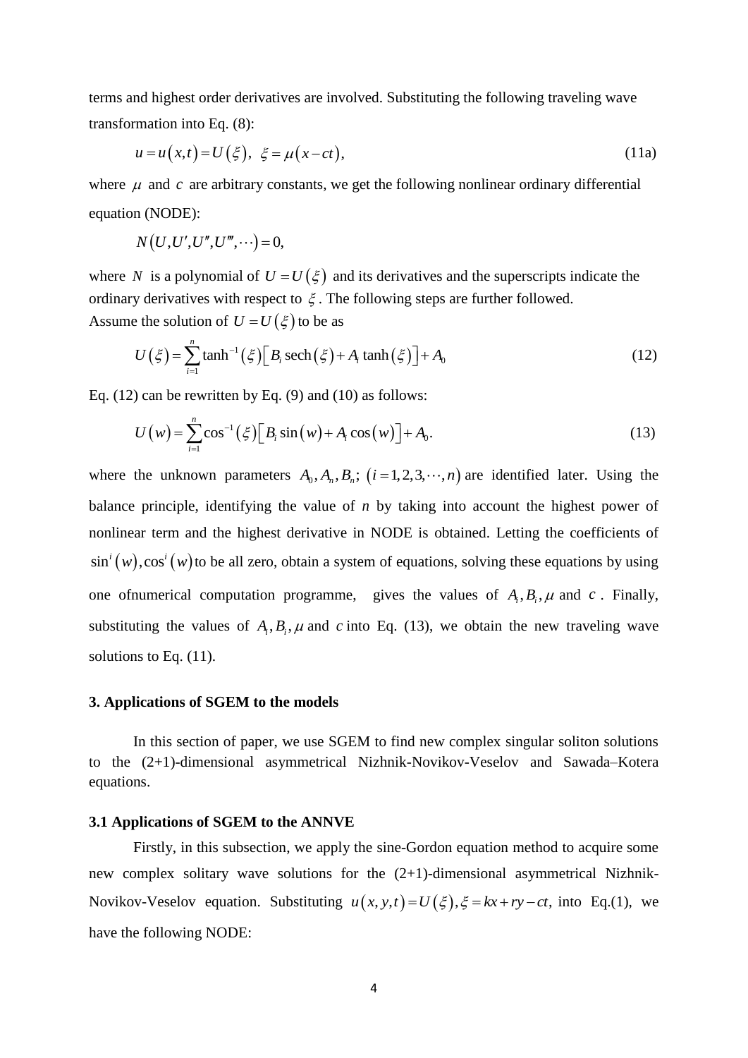terms and highest order derivatives are involved. Substituting the following traveling wave transformation into Eq. (8):

$$u = u(x,t) = U(\xi), \;\; \xi = \mu(x - ct), \tag{11a}$$

where $\mu$ and $c$ are arbitrary constants, we get the following nonlinear ordinary differential equation (NODE):

$$N(U, U', U'', U''', \cdots) = 0,$$

where $N$ is a polynomial of $U = U(\xi)$ and its derivatives and the superscripts indicate the ordinary derivatives with respect to $\xi$. The following steps are further followed.
Assume the solution of $U = U(\xi)$ to be as

$$U(\xi) = \sum_{i=1}^{n} \tanh^{-1}(\xi)\left[B_i \operatorname{sech}(\xi) + A_i \tanh(\xi)\right] + A_0 \tag{12}$$

Eq. (12) can be rewritten by Eq. (9) and (10) as follows:

$$U(w) = \sum_{i=1}^{n} \cos^{-1}(\xi)\left[B_i \sin(w) + A_i \cos(w)\right] + A_0. \tag{13}$$

where the unknown parameters $A_0, A_n, B_n; \; (i = 1, 2, 3, \cdots, n)$ are identified later. Using the balance principle, identifying the value of *n* by taking into account the highest power of nonlinear term and the highest derivative in NODE is obtained. Letting the coefficients of $\sin^i(w), \cos^i(w)$ to be all zero, obtain a system of equations, solving these equations by using one ofnumerical computation programme, gives the values of $A_i, B_i, \mu$ and $c$. Finally, substituting the values of $A_i, B_i, \mu$ and $c$ into Eq. (13), we obtain the new traveling wave solutions to Eq. (11).

## 3. Applications of SGEM to the models

In this section of paper, we use SGEM to find new complex singular soliton solutions to the (2+1)-dimensional asymmetrical Nizhnik-Novikov-Veselov and Sawada–Kotera equations.

### 3.1 Applications of SGEM to the ANNVE

Firstly, in this subsection, we apply the sine-Gordon equation method to acquire some new complex solitary wave solutions for the (2+1)-dimensional asymmetrical Nizhnik-Novikov-Veselov equation. Substituting $u(x, y, t) = U(\xi), \xi = kx + ry - ct,$ into Eq.(1), we have the following NODE: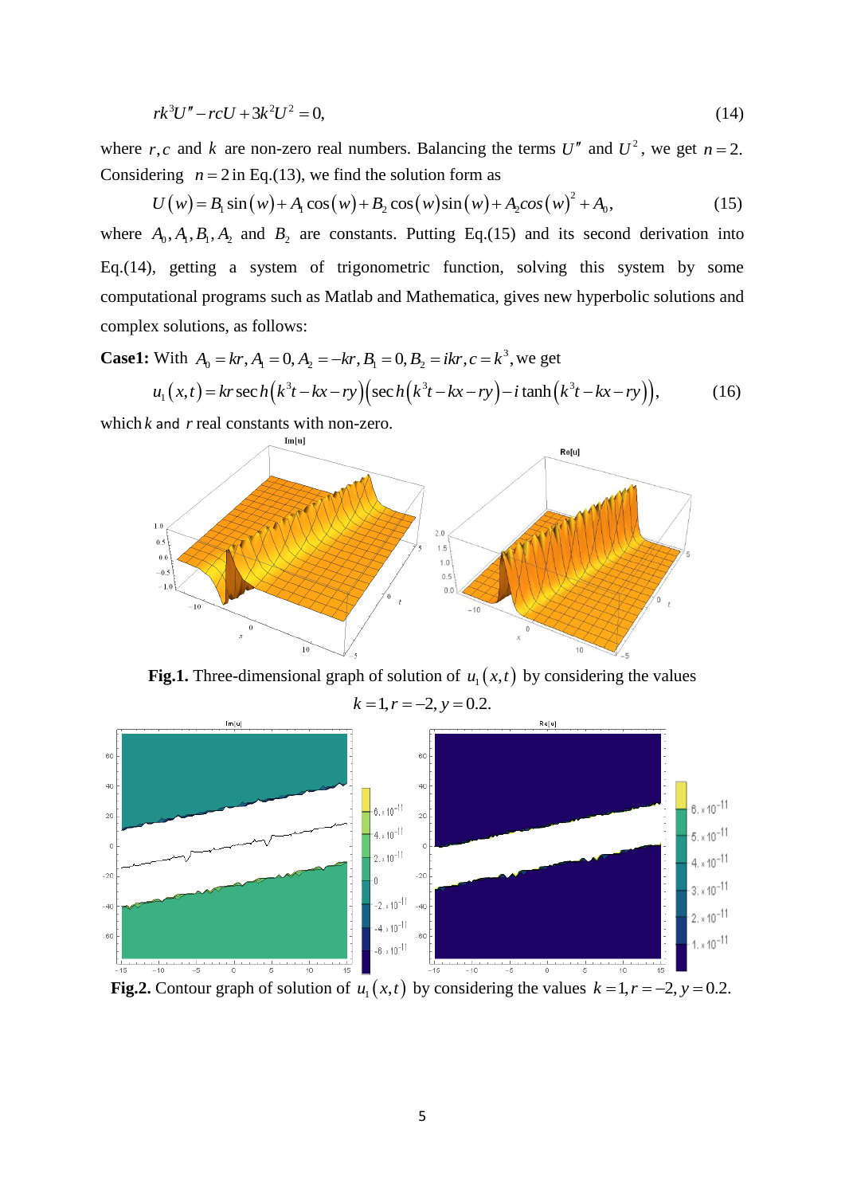$$rk^3U'' - rcU + 3k^2U^2 = 0, \tag{14}$$

where $r, c$ and $k$ are non-zero real numbers. Balancing the terms $U''$ and $U^2$, we get $n = 2$. Considering $n = 2$ in Eq.(13), we find the solution form as

$$U(w) = B_1 \sin(w) + A_1 \cos(w) + B_2 \cos(w)\sin(w) + A_2 cos(w)^2 + A_0, \tag{15}$$

where $A_0, A_1, B_1, A_2$ and $B_2$ are constants. Putting Eq.(15) and its second derivation into Eq.(14), getting a system of trigonometric function, solving this system by some computational programs such as Matlab and Mathematica, gives new hyperbolic solutions and complex solutions, as follows:

**Case1:** With $A_0 = kr, A_1 = 0, A_2 = -kr, B_1 = 0, B_2 = ikr, c = k^3$, we get

$$u_1(x,t) = kr\,\mathrm{sech}\left(k^3t - kx - ry\right)\left(\mathrm{sech}\left(k^3t - kx - ry\right) - i\tanh\left(k^3t - kx - ry\right)\right), \tag{16}$$

which $k$ and $r$ real constants with non-zero.

**Fig.1.** Three-dimensional graph of solution of $u_1(x,t)$ by considering the values $k = 1, r = -2, y = 0.2$.

**Fig.2.** Contour graph of solution of $u_1(x,t)$ by considering the values $k = 1, r = -2, y = 0.2$.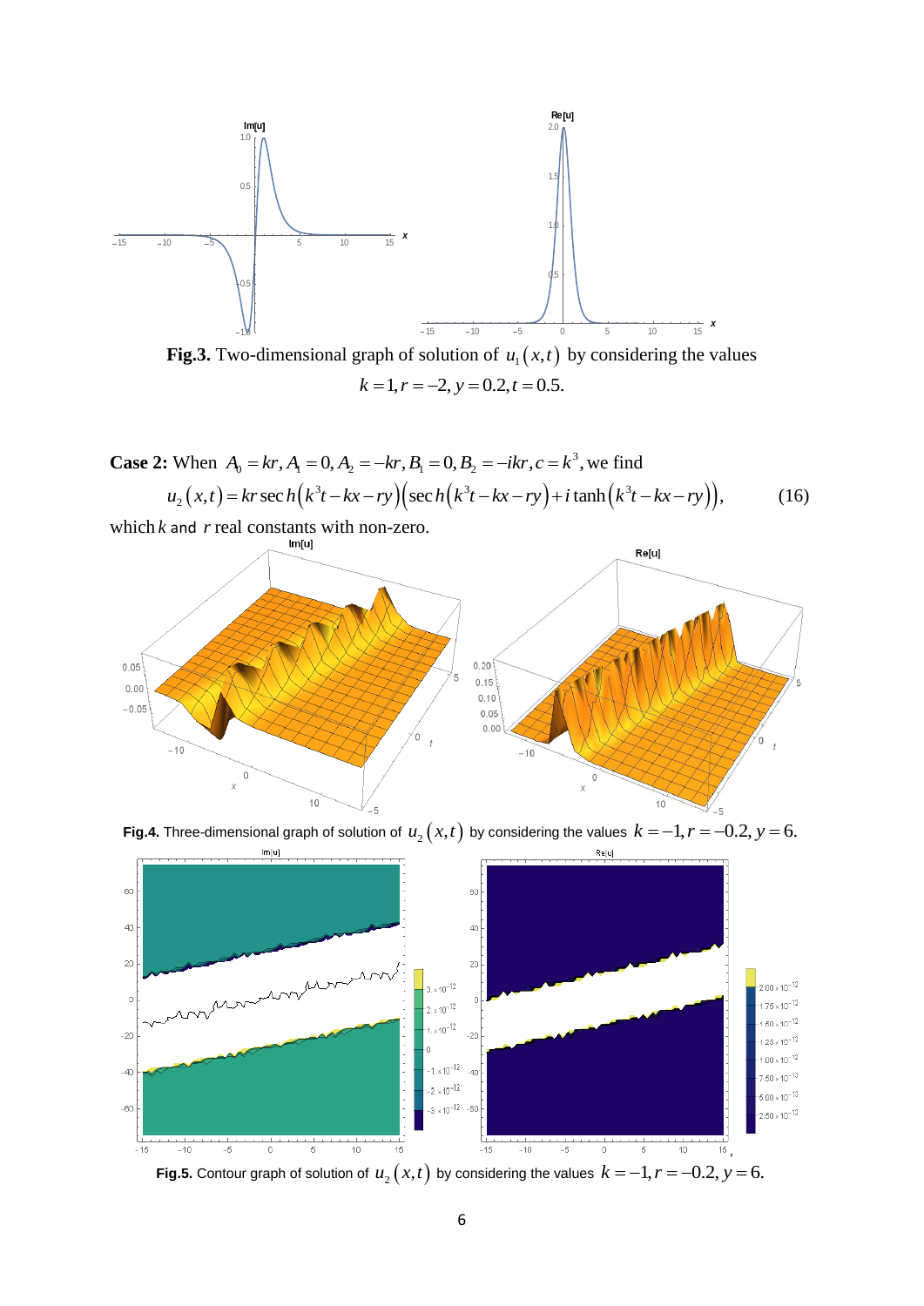**Fig.3.** Two-dimensional graph of solution of $u_1(x,t)$ by considering the values $k=1, r=-2, y=0.2, t=0.5.$

**Case 2:** When $A_0 = kr, A_1 = 0, A_2 = -kr, B_1 = 0, B_2 = -ikr, c = k^3$, we find

$$u_2(x,t) = kr\,\mathrm{sech}\left(k^3t - kx - ry\right)\left(\mathrm{sech}\left(k^3t - kx - ry\right) + i\tanh\left(k^3t - kx - ry\right)\right), \tag{16}$$

which $k$ and $r$ real constants with non-zero.

**Fig.4.** Three-dimensional graph of solution of $u_2(x,t)$ by considering the values $k=-1, r=-0.2, y=6.$

**Fig.5.** Contour graph of solution of $u_2(x,t)$ by considering the values $k=-1, r=-0.2, y=6.$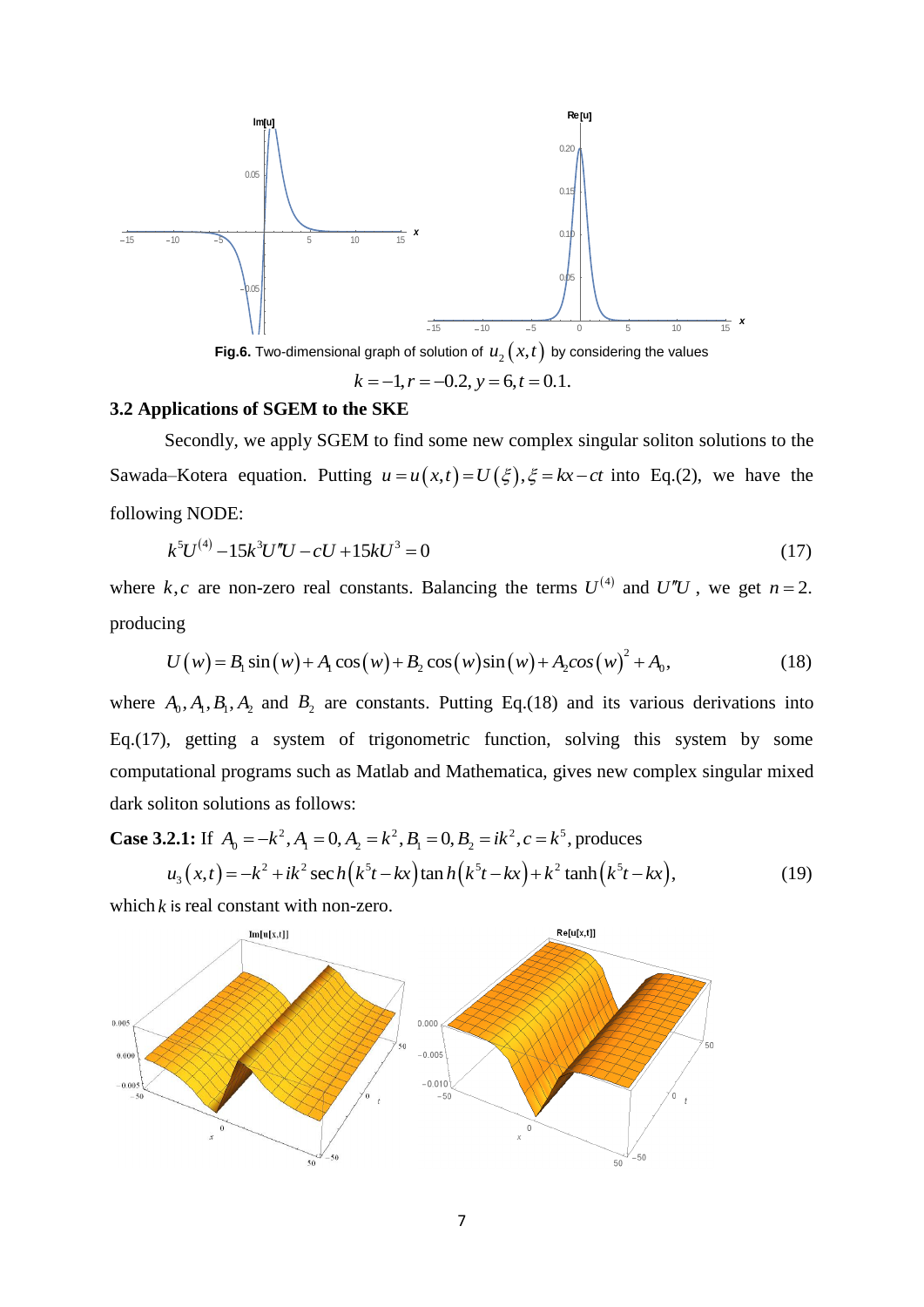**Fig.6.** Two-dimensional graph of solution of $u_2(x,t)$ by considering the values $k=-1, r=-0.2, y=6, t=0.1.$

### 3.2 Applications of SGEM to the SKE

Secondly, we apply SGEM to find some new complex singular soliton solutions to the Sawada–Kotera equation. Putting $u=u(x,t)=U(\xi), \xi=kx-ct$ into Eq.(2), we have the following NODE:

$$k^5U^{(4)}-15k^3U''U-cU+15kU^3=0 \tag{17}$$

where $k,c$ are non-zero real constants. Balancing the terms $U^{(4)}$ and $U''U$, we get $n=2$. producing

$$U(w)=B_1\sin(w)+A_1\cos(w)+B_2\cos(w)\sin(w)+A_2cos(w)^2+A_0, \tag{18}$$

where $A_0, A_1, B_1, A_2$ and $B_2$ are constants. Putting Eq.(18) and its various derivations into Eq.(17), getting a system of trigonometric function, solving this system by some computational programs such as Matlab and Mathematica, gives new complex singular mixed dark soliton solutions as follows:

**Case 3.2.1:** If $A_0=-k^2, A_1=0, A_2=k^2, B_1=0, B_2=ik^2, c=k^5$, produces

$$u_3(x,t)=-k^2+ik^2\operatorname{sec}h\left(k^5t-kx\right)\tan h\left(k^5t-kx\right)+k^2\tanh\left(k^5t-kx\right), \tag{19}$$

which $k$ is real constant with non-zero.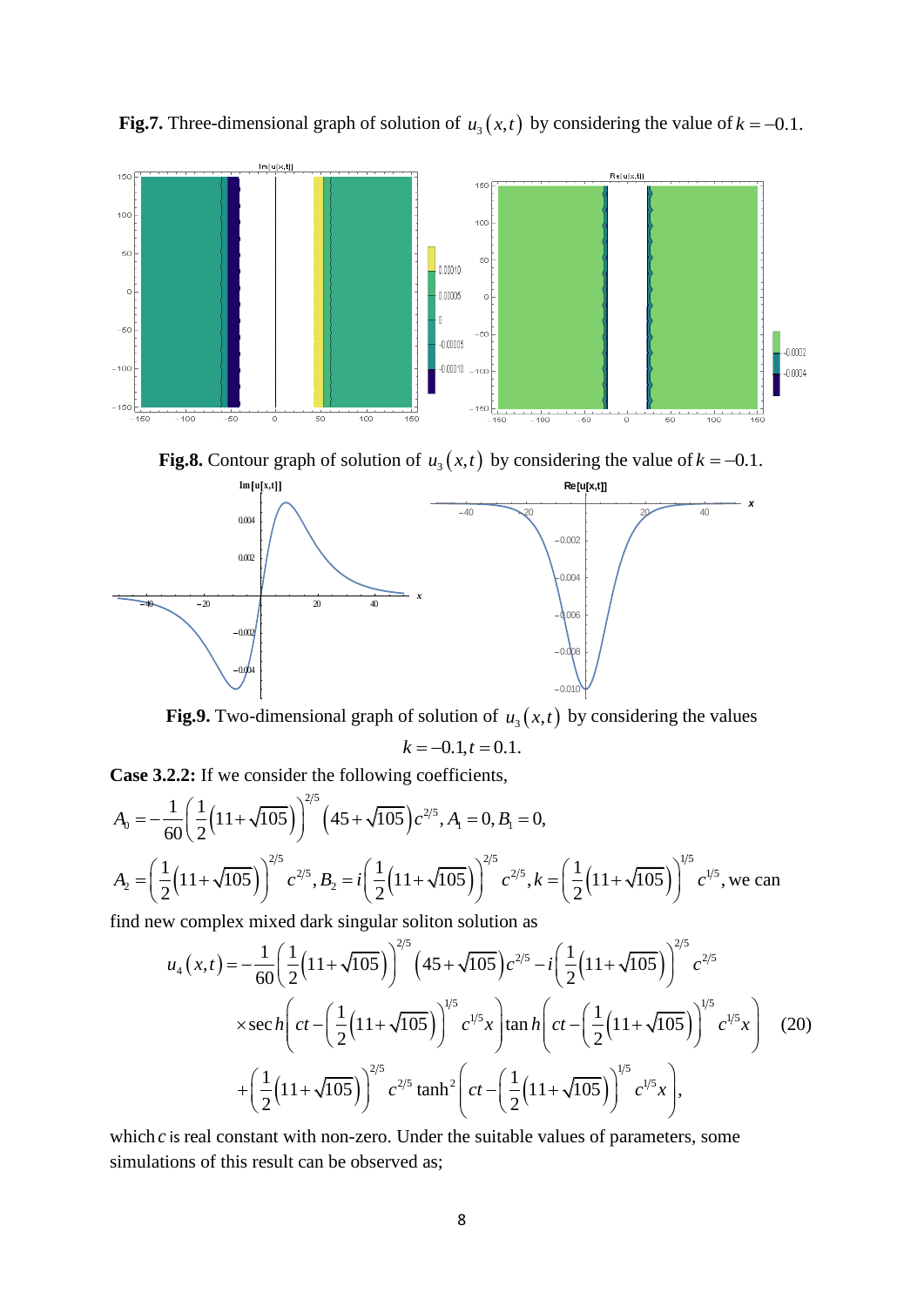**Fig.7.** Three-dimensional graph of solution of $u_3(x,t)$ by considering the value of $k = -0.1$.

**Fig.8.** Contour graph of solution of $u_3(x,t)$ by considering the value of $k = -0.1$.

**Fig.9.** Two-dimensional graph of solution of $u_3(x,t)$ by considering the values $k = -0.1, t = 0.1$.

**Case 3.2.2:** If we consider the following coefficients,

$A_0 = -\frac{1}{60}\left(\frac{1}{2}\left(11+\sqrt{105}\right)\right)^{2/5}\left(45+\sqrt{105}\right)c^{2/5}, A_1 = 0, B_1 = 0,$

$A_2 = \left(\frac{1}{2}\left(11+\sqrt{105}\right)\right)^{2/5} c^{2/5}, B_2 = i\left(\frac{1}{2}\left(11+\sqrt{105}\right)\right)^{2/5} c^{2/5}, k = \left(\frac{1}{2}\left(11+\sqrt{105}\right)\right)^{1/5} c^{1/5}$, we can find new complex mixed dark singular soliton solution as

$$
\begin{aligned}
u_4(x,t) = &-\frac{1}{60}\left(\frac{1}{2}\left(11+\sqrt{105}\right)\right)^{2/5}\left(45+\sqrt{105}\right)c^{2/5} - i\left(\frac{1}{2}\left(11+\sqrt{105}\right)\right)^{2/5} c^{2/5} \\
&\times \operatorname{sech}\left(ct - \left(\frac{1}{2}\left(11+\sqrt{105}\right)\right)^{1/5} c^{1/5} x\right)\tanh\left(ct - \left(\frac{1}{2}\left(11+\sqrt{105}\right)\right)^{1/5} c^{1/5} x\right) \quad (20) \\
&+ \left(\frac{1}{2}\left(11+\sqrt{105}\right)\right)^{2/5} c^{2/5} \tanh^2\left(ct - \left(\frac{1}{2}\left(11+\sqrt{105}\right)\right)^{1/5} c^{1/5} x\right),
\end{aligned}
$$

which $c$ is real constant with non-zero. Under the suitable values of parameters, some simulations of this result can be observed as;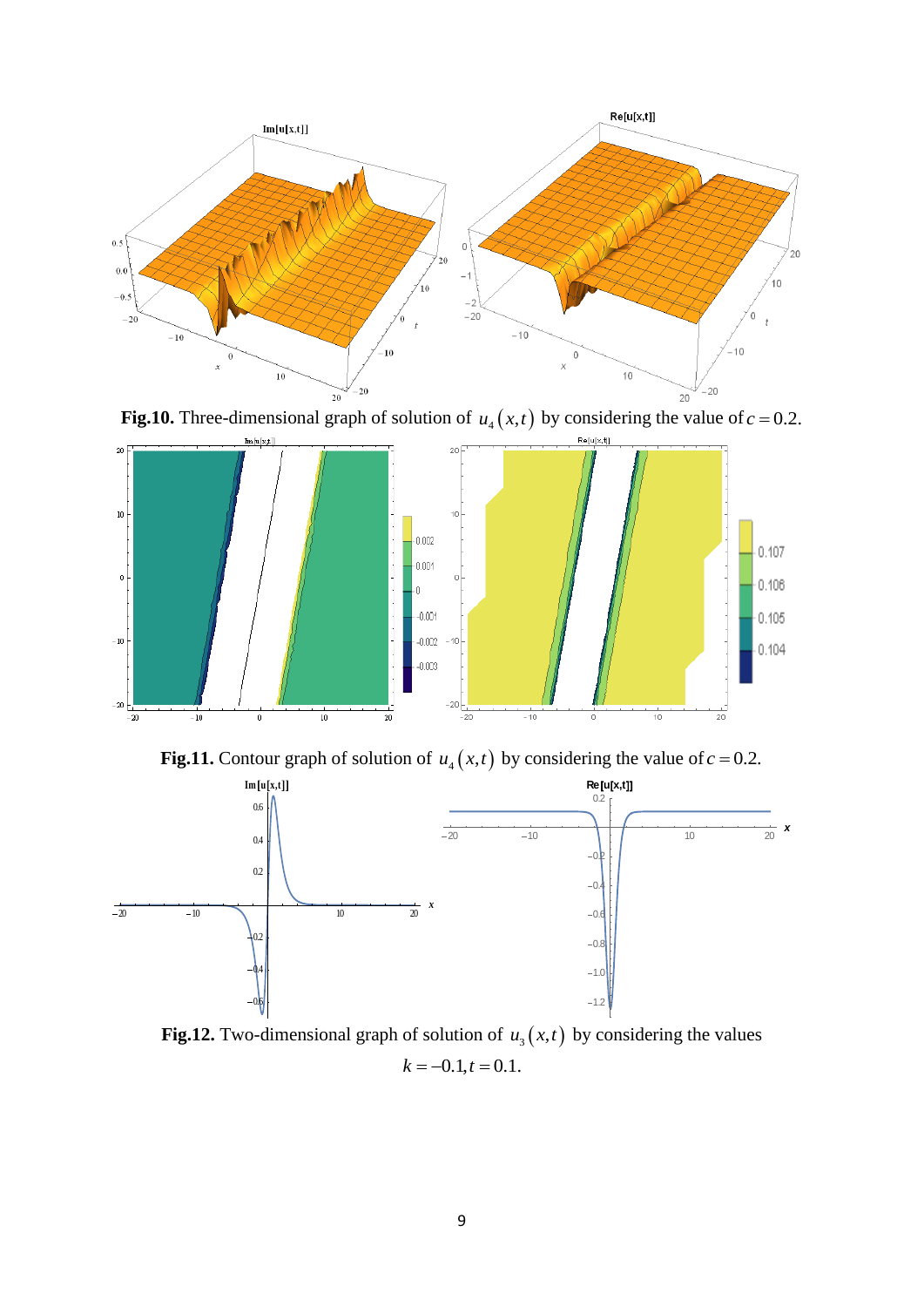**Fig.10.** Three-dimensional graph of solution of $u_4(x,t)$ by considering the value of $c = 0.2$.

**Fig.11.** Contour graph of solution of $u_4(x,t)$ by considering the value of $c = 0.2$.

**Fig.12.** Two-dimensional graph of solution of $u_3(x,t)$ by considering the values $k = -0.1, t = 0.1$.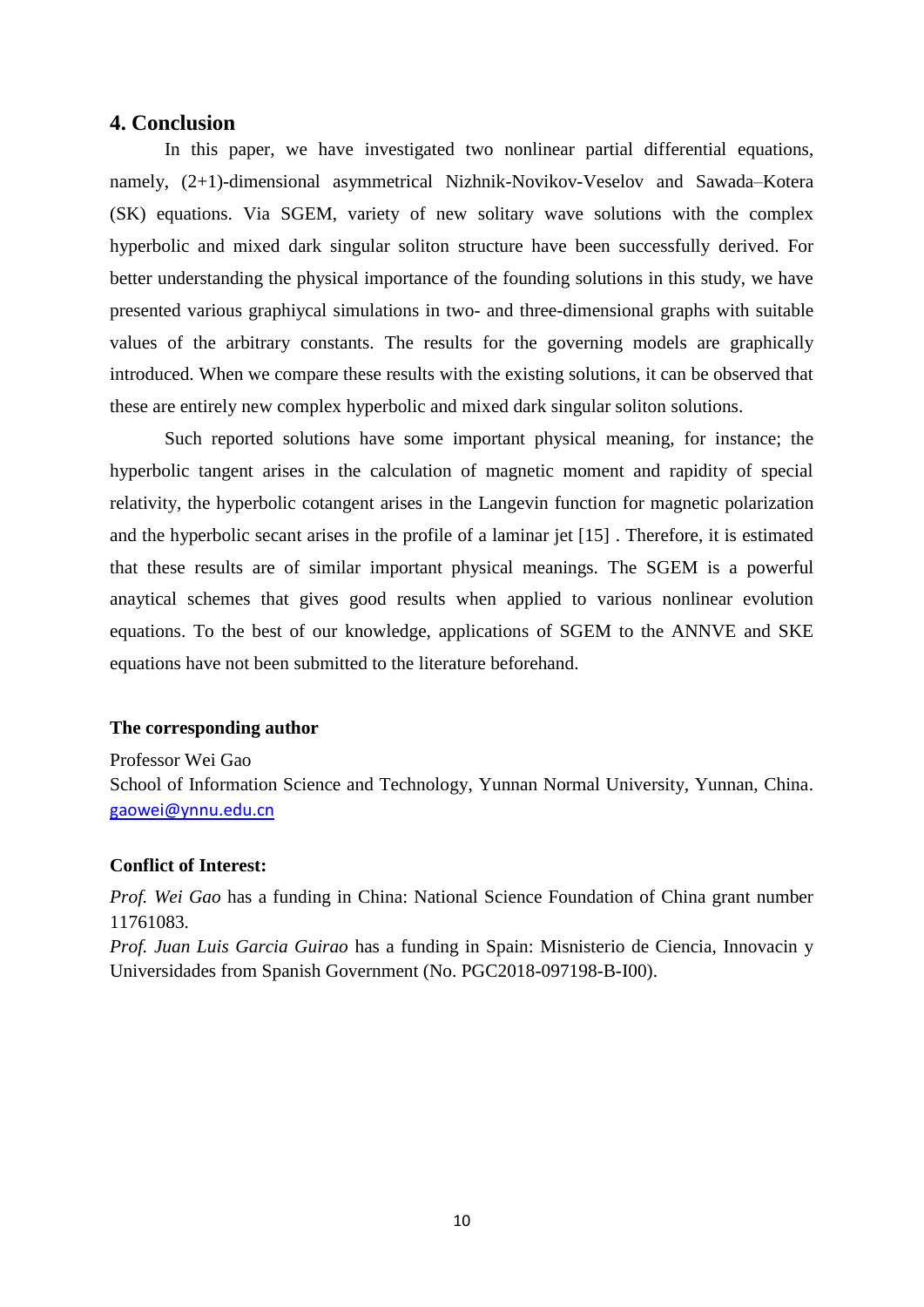## 4. Conclusion

In this paper, we have investigated two nonlinear partial differential equations, namely, (2+1)-dimensional asymmetrical Nizhnik-Novikov-Veselov and Sawada–Kotera (SK) equations. Via SGEM, variety of new solitary wave solutions with the complex hyperbolic and mixed dark singular soliton structure have been successfully derived. For better understanding the physical importance of the founding solutions in this study, we have presented various graphiycal simulations in two- and three-dimensional graphs with suitable values of the arbitrary constants. The results for the governing models are graphically introduced. When we compare these results with the existing solutions, it can be observed that these are entirely new complex hyperbolic and mixed dark singular soliton solutions.

Such reported solutions have some important physical meaning, for instance; the hyperbolic tangent arises in the calculation of magnetic moment and rapidity of special relativity, the hyperbolic cotangent arises in the Langevin function for magnetic polarization and the hyperbolic secant arises in the profile of a laminar jet [15] . Therefore, it is estimated that these results are of similar important physical meanings. The SGEM is a powerful anaytical schemes that gives good results when applied to various nonlinear evolution equations. To the best of our knowledge, applications of SGEM to the ANNVE and SKE equations have not been submitted to the literature beforehand.

**The corresponding author**

Professor Wei Gao
School of Information Science and Technology, Yunnan Normal University, Yunnan, China.
gaowei@ynnu.edu.cn

**Conflict of Interest:**

*Prof. Wei Gao* has a funding in China: National Science Foundation of China grant number 11761083.
*Prof. Juan Luis Garcia Guirao* has a funding in Spain: Misnisterio de Ciencia, Innovacin y Universidades from Spanish Government (No. PGC2018-097198-B-I00).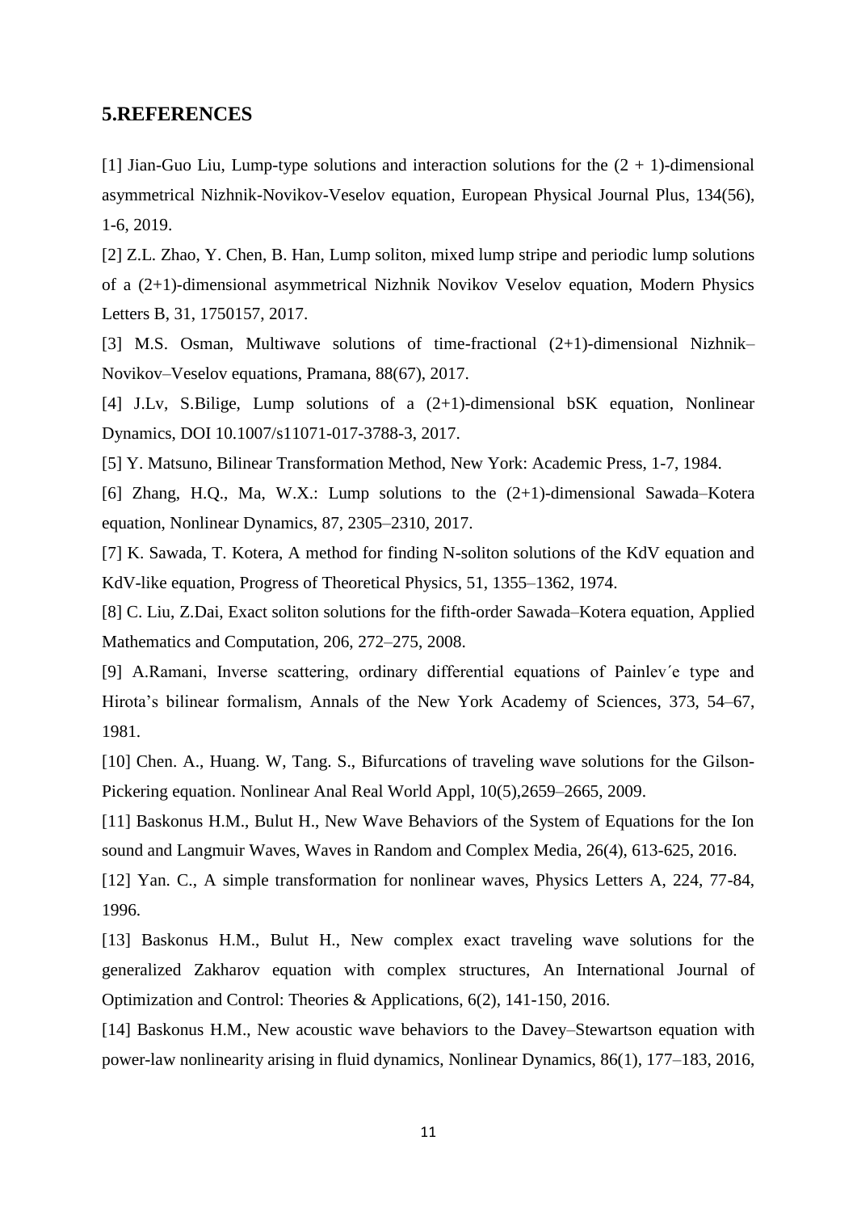## 5.REFERENCES

[1] Jian-Guo Liu, Lump-type solutions and interaction solutions for the (2 + 1)-dimensional asymmetrical Nizhnik-Novikov-Veselov equation, European Physical Journal Plus, 134(56), 1-6, 2019.

[2] Z.L. Zhao, Y. Chen, B. Han, Lump soliton, mixed lump stripe and periodic lump solutions of a (2+1)-dimensional asymmetrical Nizhnik Novikov Veselov equation, Modern Physics Letters B, 31, 1750157, 2017.

[3] M.S. Osman, Multiwave solutions of time-fractional (2+1)-dimensional Nizhnik–Novikov–Veselov equations, Pramana, 88(67), 2017.

[4] J.Lv, S.Bilige, Lump solutions of a (2+1)-dimensional bSK equation, Nonlinear Dynamics, DOI 10.1007/s11071-017-3788-3, 2017.

[5] Y. Matsuno, Bilinear Transformation Method, New York: Academic Press, 1-7, 1984.

[6] Zhang, H.Q., Ma, W.X.: Lump solutions to the (2+1)-dimensional Sawada–Kotera equation, Nonlinear Dynamics, 87, 2305–2310, 2017.

[7] K. Sawada, T. Kotera, A method for finding N-soliton solutions of the KdV equation and KdV-like equation, Progress of Theoretical Physics, 51, 1355–1362, 1974.

[8] C. Liu, Z.Dai, Exact soliton solutions for the fifth-order Sawada–Kotera equation, Applied Mathematics and Computation, 206, 272–275, 2008.

[9] A.Ramani, Inverse scattering, ordinary differential equations of Painlev´e type and Hirota's bilinear formalism, Annals of the New York Academy of Sciences, 373, 54–67, 1981.

[10] Chen. A., Huang. W, Tang. S., Bifurcations of traveling wave solutions for the Gilson-Pickering equation. Nonlinear Anal Real World Appl, 10(5),2659–2665, 2009.

[11] Baskonus H.M., Bulut H., New Wave Behaviors of the System of Equations for the Ion sound and Langmuir Waves, Waves in Random and Complex Media, 26(4), 613-625, 2016.

[12] Yan. C., A simple transformation for nonlinear waves, Physics Letters A, 224, 77-84, 1996.

[13] Baskonus H.M., Bulut H., New complex exact traveling wave solutions for the generalized Zakharov equation with complex structures, An International Journal of Optimization and Control: Theories & Applications, 6(2), 141-150, 2016.

[14] Baskonus H.M., New acoustic wave behaviors to the Davey–Stewartson equation with power-law nonlinearity arising in fluid dynamics, Nonlinear Dynamics, 86(1), 177–183, 2016,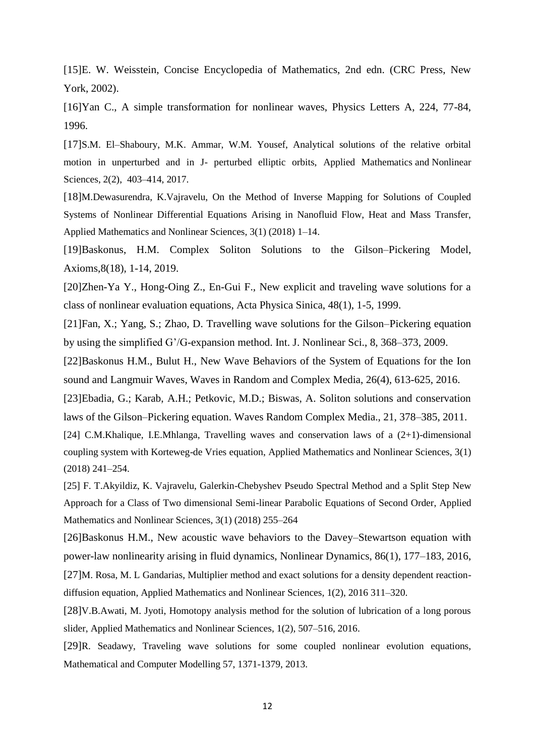[15]E. W. Weisstein, Concise Encyclopedia of Mathematics, 2nd edn. (CRC Press, New York, 2002).

[16]Yan C., A simple transformation for nonlinear waves, Physics Letters A, 224, 77-84, 1996.

[17]S.M. El–Shaboury, M.K. Ammar, W.M. Yousef, Analytical solutions of the relative orbital motion in unperturbed and in J- perturbed elliptic orbits, Applied Mathematics and Nonlinear Sciences, 2(2), 403–414, 2017.

[18]M.Dewasurendra, K.Vajravelu, On the Method of Inverse Mapping for Solutions of Coupled Systems of Nonlinear Differential Equations Arising in Nanofluid Flow, Heat and Mass Transfer, Applied Mathematics and Nonlinear Sciences, 3(1) (2018) 1–14.

[19]Baskonus, H.M. Complex Soliton Solutions to the Gilson–Pickering Model, Axioms,8(18), 1-14, 2019.

[20]Zhen-Ya Y., Hong-Oing Z., En-Gui F., New explicit and traveling wave solutions for a class of nonlinear evaluation equations, Acta Physica Sinica, 48(1), 1-5, 1999.

[21]Fan, X.; Yang, S.; Zhao, D. Travelling wave solutions for the Gilson–Pickering equation by using the simplified G'/G-expansion method. Int. J. Nonlinear Sci., 8, 368–373, 2009.

[22]Baskonus H.M., Bulut H., New Wave Behaviors of the System of Equations for the Ion sound and Langmuir Waves, Waves in Random and Complex Media, 26(4), 613-625, 2016.

[23]Ebadia, G.; Karab, A.H.; Petkovic, M.D.; Biswas, A. Soliton solutions and conservation laws of the Gilson–Pickering equation. Waves Random Complex Media., 21, 378–385, 2011.

[24] C.M.Khalique, I.E.Mhlanga, Travelling waves and conservation laws of a (2+1)-dimensional coupling system with Korteweg-de Vries equation, Applied Mathematics and Nonlinear Sciences, 3(1) (2018) 241–254.

[25] F. T.Akyildiz, K. Vajravelu, Galerkin-Chebyshev Pseudo Spectral Method and a Split Step New Approach for a Class of Two dimensional Semi-linear Parabolic Equations of Second Order, Applied Mathematics and Nonlinear Sciences, 3(1) (2018) 255–264

[26]Baskonus H.M., New acoustic wave behaviors to the Davey–Stewartson equation with power-law nonlinearity arising in fluid dynamics, Nonlinear Dynamics, 86(1), 177–183, 2016,

[27]M. Rosa, M. L Gandarias, Multiplier method and exact solutions for a density dependent reaction-diffusion equation, Applied Mathematics and Nonlinear Sciences, 1(2), 2016 311–320.

[28]V.B.Awati, M. Jyoti, Homotopy analysis method for the solution of lubrication of a long porous slider, Applied Mathematics and Nonlinear Sciences, 1(2), 507–516, 2016.

[29]R. Seadawy, Traveling wave solutions for some coupled nonlinear evolution equations, Mathematical and Computer Modelling 57, 1371-1379, 2013.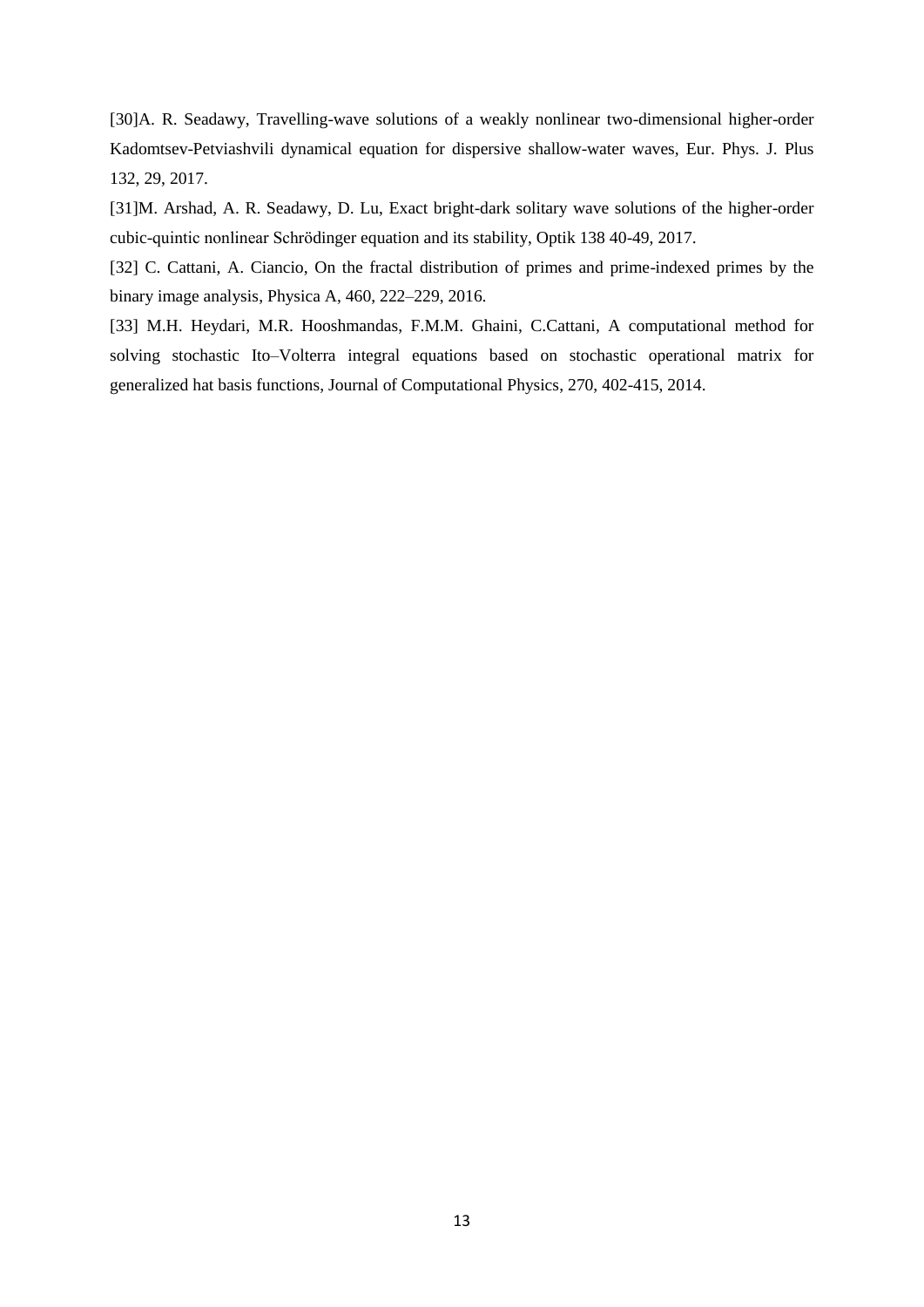[30]A. R. Seadawy, Travelling-wave solutions of a weakly nonlinear two-dimensional higher-order Kadomtsev-Petviashvili dynamical equation for dispersive shallow-water waves, Eur. Phys. J. Plus 132, 29, 2017.

[31]M. Arshad, A. R. Seadawy, D. Lu, Exact bright-dark solitary wave solutions of the higher-order cubic-quintic nonlinear Schrödinger equation and its stability, Optik 138 40-49, 2017.

[32] C. Cattani, A. Ciancio, On the fractal distribution of primes and prime-indexed primes by the binary image analysis, Physica A, 460, 222–229, 2016.

[33] M.H. Heydari, M.R. Hooshmandas, F.M.M. Ghaini, C.Cattani, A computational method for solving stochastic Ito–Volterra integral equations based on stochastic operational matrix for generalized hat basis functions, Journal of Computational Physics, 270, 402-415, 2014.